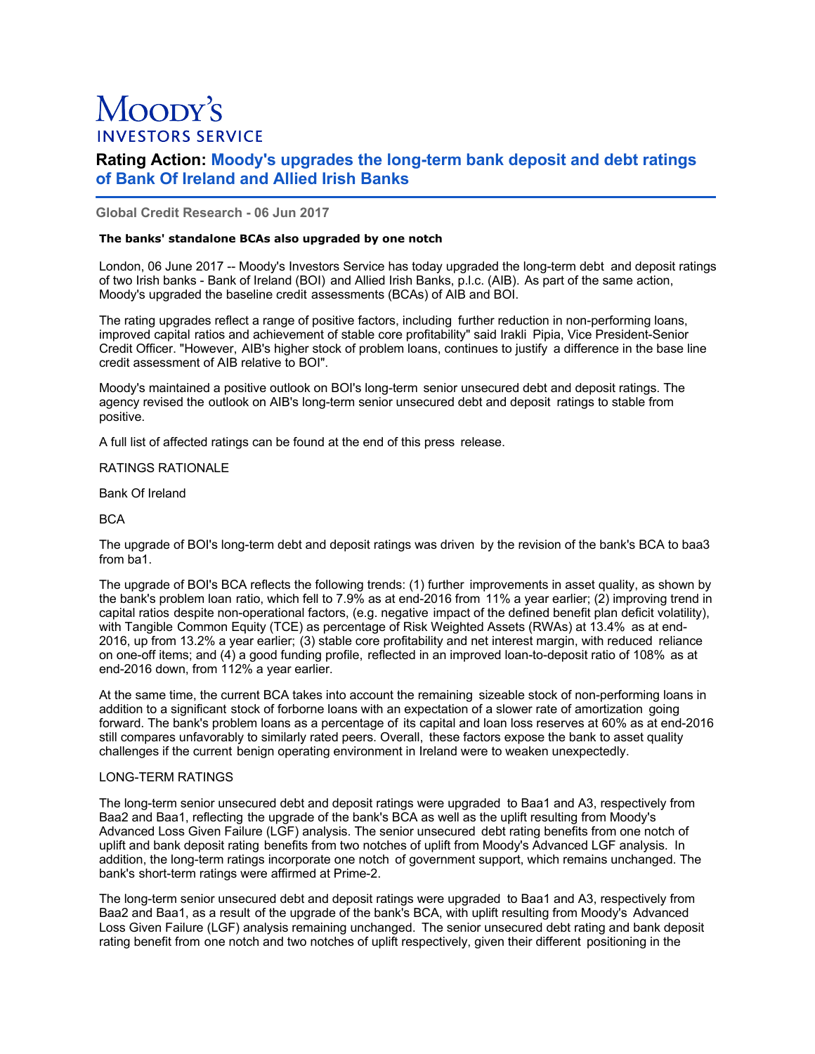# Moody's INVESTORS SERVICE

## Rating Action: Moody's upgrades the long-term bank deposit and debt ratings of Bank Of Ireland and Allied Irish Banks

**Global Credit Research - 06 Jun 2017**

**The banks' standalone BCAs also upgraded by one notch**

London, 06 June 2017 -- Moody's Investors Service has today upgraded the long-term debt and deposit ratings of two Irish banks - Bank of Ireland (BOI) and Allied Irish Banks, p.l.c. (AIB). As part of the same action, Moody's upgraded the baseline credit assessments (BCAs) of AIB and BOI.

The rating upgrades reflect a range of positive factors, including further reduction in non-performing loans, improved capital ratios and achievement of stable core profitability" said Irakli Pipia, Vice President-Senior Credit Officer. "However, AIB's higher stock of problem loans, continues to justify a difference in the base line credit assessment of AIB relative to BOI".

Moody's maintained a positive outlook on BOI's long-term senior unsecured debt and deposit ratings. The agency revised the outlook on AIB's long-term senior unsecured debt and deposit ratings to stable from positive.

A full list of affected ratings can be found at the end of this press release.

RATINGS RATIONALE

Bank Of Ireland

BCA

The upgrade of BOI's long-term debt and deposit ratings was driven by the revision of the bank's BCA to baa3 from ba1.

The upgrade of BOI's BCA reflects the following trends: (1) further improvements in asset quality, as shown by the bank's problem loan ratio, which fell to 7.9% as at end-2016 from 11% a year earlier; (2) improving trend in capital ratios despite non-operational factors, (e.g. negative impact of the defined benefit plan deficit volatility), with Tangible Common Equity (TCE) as percentage of Risk Weighted Assets (RWAs) at 13.4% as at end-2016, up from 13.2% a year earlier; (3) stable core profitability and net interest margin, with reduced reliance on one-off items; and (4) a good funding profile, reflected in an improved loan-to-deposit ratio of 108% as at end-2016 down, from 112% a year earlier.

At the same time, the current BCA takes into account the remaining sizeable stock of non-performing loans in addition to a significant stock of forborne loans with an expectation of a slower rate of amortization going forward. The bank's problem loans as a percentage of its capital and loan loss reserves at 60% as at end-2016 still compares unfavorably to similarly rated peers. Overall, these factors expose the bank to asset quality challenges if the current benign operating environment in Ireland were to weaken unexpectedly.

LONG-TERM RATINGS

The long-term senior unsecured debt and deposit ratings were upgraded to Baa1 and A3, respectively from Baa2 and Baa1, reflecting the upgrade of the bank's BCA as well as the uplift resulting from Moody's Advanced Loss Given Failure (LGF) analysis. The senior unsecured debt rating benefits from one notch of uplift and bank deposit rating benefits from two notches of uplift from Moody's Advanced LGF analysis. In addition, the long-term ratings incorporate one notch of government support, which remains unchanged. The bank's short-term ratings were affirmed at Prime-2.

The long-term senior unsecured debt and deposit ratings were upgraded to Baa1 and A3, respectively from Baa2 and Baa1, as a result of the upgrade of the bank's BCA, with uplift resulting from Moody's Advanced Loss Given Failure (LGF) analysis remaining unchanged. The senior unsecured debt rating and bank deposit rating benefit from one notch and two notches of uplift respectively, given their different positioning in the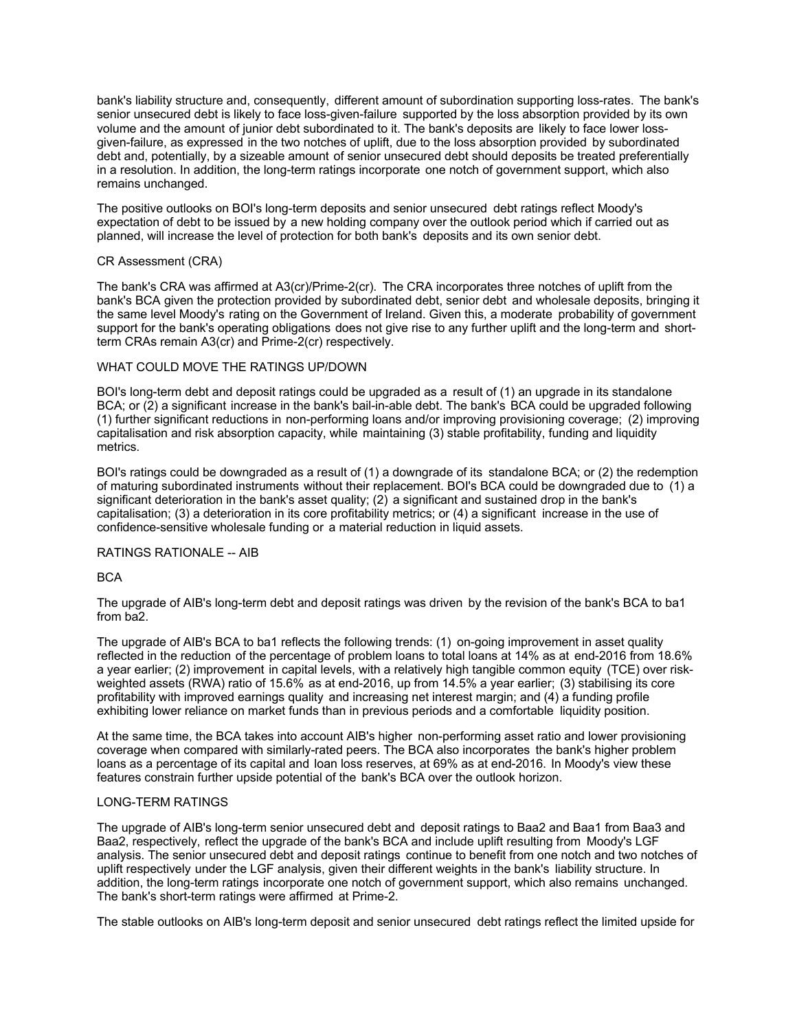bank's liability structure and, consequently, different amount of subordination supporting loss-rates. The bank's senior unsecured debt is likely to face loss-given-failure supported by the loss absorption provided by its own volume and the amount of junior debt subordinated to it. The bank's deposits are likely to face lower loss-given-failure, as expressed in the two notches of uplift, due to the loss absorption provided by subordinated debt and, potentially, by a sizeable amount of senior unsecured debt should deposits be treated preferentially in a resolution. In addition, the long-term ratings incorporate one notch of government support, which also remains unchanged.

The positive outlooks on BOI's long-term deposits and senior unsecured debt ratings reflect Moody's expectation of debt to be issued by a new holding company over the outlook period which if carried out as planned, will increase the level of protection for both bank's deposits and its own senior debt.

CR Assessment (CRA)

The bank's CRA was affirmed at A3(cr)/Prime-2(cr). The CRA incorporates three notches of uplift from the bank's BCA given the protection provided by subordinated debt, senior debt and wholesale deposits, bringing it the same level Moody's rating on the Government of Ireland. Given this, a moderate probability of government support for the bank's operating obligations does not give rise to any further uplift and the long-term and short-term CRAs remain A3(cr) and Prime-2(cr) respectively.

WHAT COULD MOVE THE RATINGS UP/DOWN

BOI's long-term debt and deposit ratings could be upgraded as a result of (1) an upgrade in its standalone BCA; or (2) a significant increase in the bank's bail-in-able debt. The bank's BCA could be upgraded following (1) further significant reductions in non-performing loans and/or improving provisioning coverage; (2) improving capitalisation and risk absorption capacity, while maintaining (3) stable profitability, funding and liquidity metrics.

BOI's ratings could be downgraded as a result of (1) a downgrade of its standalone BCA; or (2) the redemption of maturing subordinated instruments without their replacement. BOI's BCA could be downgraded due to (1) a significant deterioration in the bank's asset quality; (2) a significant and sustained drop in the bank's capitalisation; (3) a deterioration in its core profitability metrics; or (4) a significant increase in the use of confidence-sensitive wholesale funding or a material reduction in liquid assets.

RATINGS RATIONALE -- AIB

BCA

The upgrade of AIB's long-term debt and deposit ratings was driven by the revision of the bank's BCA to ba1 from ba2.

The upgrade of AIB's BCA to ba1 reflects the following trends: (1) on-going improvement in asset quality reflected in the reduction of the percentage of problem loans to total loans at 14% as at end-2016 from 18.6% a year earlier; (2) improvement in capital levels, with a relatively high tangible common equity (TCE) over risk-weighted assets (RWA) ratio of 15.6% as at end-2016, up from 14.5% a year earlier; (3) stabilising its core profitability with improved earnings quality and increasing net interest margin; and (4) a funding profile exhibiting lower reliance on market funds than in previous periods and a comfortable liquidity position.

At the same time, the BCA takes into account AIB's higher non-performing asset ratio and lower provisioning coverage when compared with similarly-rated peers. The BCA also incorporates the bank's higher problem loans as a percentage of its capital and loan loss reserves, at 69% as at end-2016. In Moody's view these features constrain further upside potential of the bank's BCA over the outlook horizon.

LONG-TERM RATINGS

The upgrade of AIB's long-term senior unsecured debt and deposit ratings to Baa2 and Baa1 from Baa3 and Baa2, respectively, reflect the upgrade of the bank's BCA and include uplift resulting from Moody's LGF analysis. The senior unsecured debt and deposit ratings continue to benefit from one notch and two notches of uplift respectively under the LGF analysis, given their different weights in the bank's liability structure. In addition, the long-term ratings incorporate one notch of government support, which also remains unchanged. The bank's short-term ratings were affirmed at Prime-2.

The stable outlooks on AIB's long-term deposit and senior unsecured debt ratings reflect the limited upside for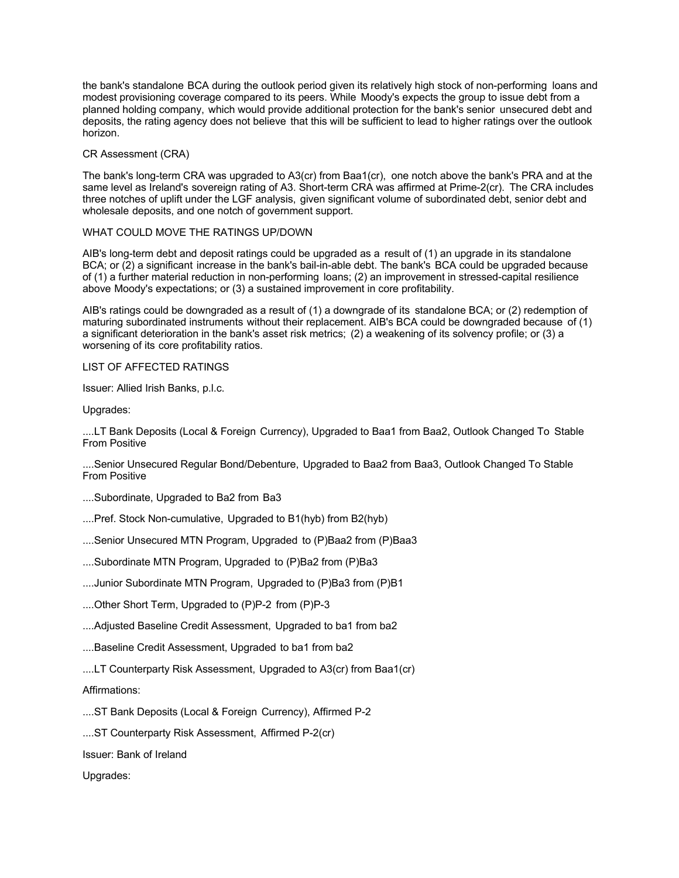the bank's standalone BCA during the outlook period given its relatively high stock of non-performing loans and modest provisioning coverage compared to its peers. While Moody's expects the group to issue debt from a planned holding company, which would provide additional protection for the bank's senior unsecured debt and deposits, the rating agency does not believe that this will be sufficient to lead to higher ratings over the outlook horizon.

CR Assessment (CRA)

The bank's long-term CRA was upgraded to A3(cr) from Baa1(cr), one notch above the bank's PRA and at the same level as Ireland's sovereign rating of A3. Short-term CRA was affirmed at Prime-2(cr). The CRA includes three notches of uplift under the LGF analysis, given significant volume of subordinated debt, senior debt and wholesale deposits, and one notch of government support.

WHAT COULD MOVE THE RATINGS UP/DOWN

AIB's long-term debt and deposit ratings could be upgraded as a result of (1) an upgrade in its standalone BCA; or (2) a significant increase in the bank's bail-in-able debt. The bank's BCA could be upgraded because of (1) a further material reduction in non-performing loans; (2) an improvement in stressed-capital resilience above Moody's expectations; or (3) a sustained improvement in core profitability.

AIB's ratings could be downgraded as a result of (1) a downgrade of its standalone BCA; or (2) redemption of maturing subordinated instruments without their replacement. AIB's BCA could be downgraded because of (1) a significant deterioration in the bank's asset risk metrics; (2) a weakening of its solvency profile; or (3) a worsening of its core profitability ratios.

LIST OF AFFECTED RATINGS

Issuer: Allied Irish Banks, p.l.c.

Upgrades:

....LT Bank Deposits (Local & Foreign Currency), Upgraded to Baa1 from Baa2, Outlook Changed To Stable From Positive

....Senior Unsecured Regular Bond/Debenture, Upgraded to Baa2 from Baa3, Outlook Changed To Stable From Positive

....Subordinate, Upgraded to Ba2 from Ba3

....Pref. Stock Non-cumulative, Upgraded to B1(hyb) from B2(hyb)

....Senior Unsecured MTN Program, Upgraded to (P)Baa2 from (P)Baa3

....Subordinate MTN Program, Upgraded to (P)Ba2 from (P)Ba3

....Junior Subordinate MTN Program, Upgraded to (P)Ba3 from (P)B1

....Other Short Term, Upgraded to (P)P-2 from (P)P-3

....Adjusted Baseline Credit Assessment, Upgraded to ba1 from ba2

....Baseline Credit Assessment, Upgraded to ba1 from ba2

....LT Counterparty Risk Assessment, Upgraded to A3(cr) from Baa1(cr)

Affirmations:

....ST Bank Deposits (Local & Foreign Currency), Affirmed P-2

....ST Counterparty Risk Assessment, Affirmed P-2(cr)

Issuer: Bank of Ireland

Upgrades: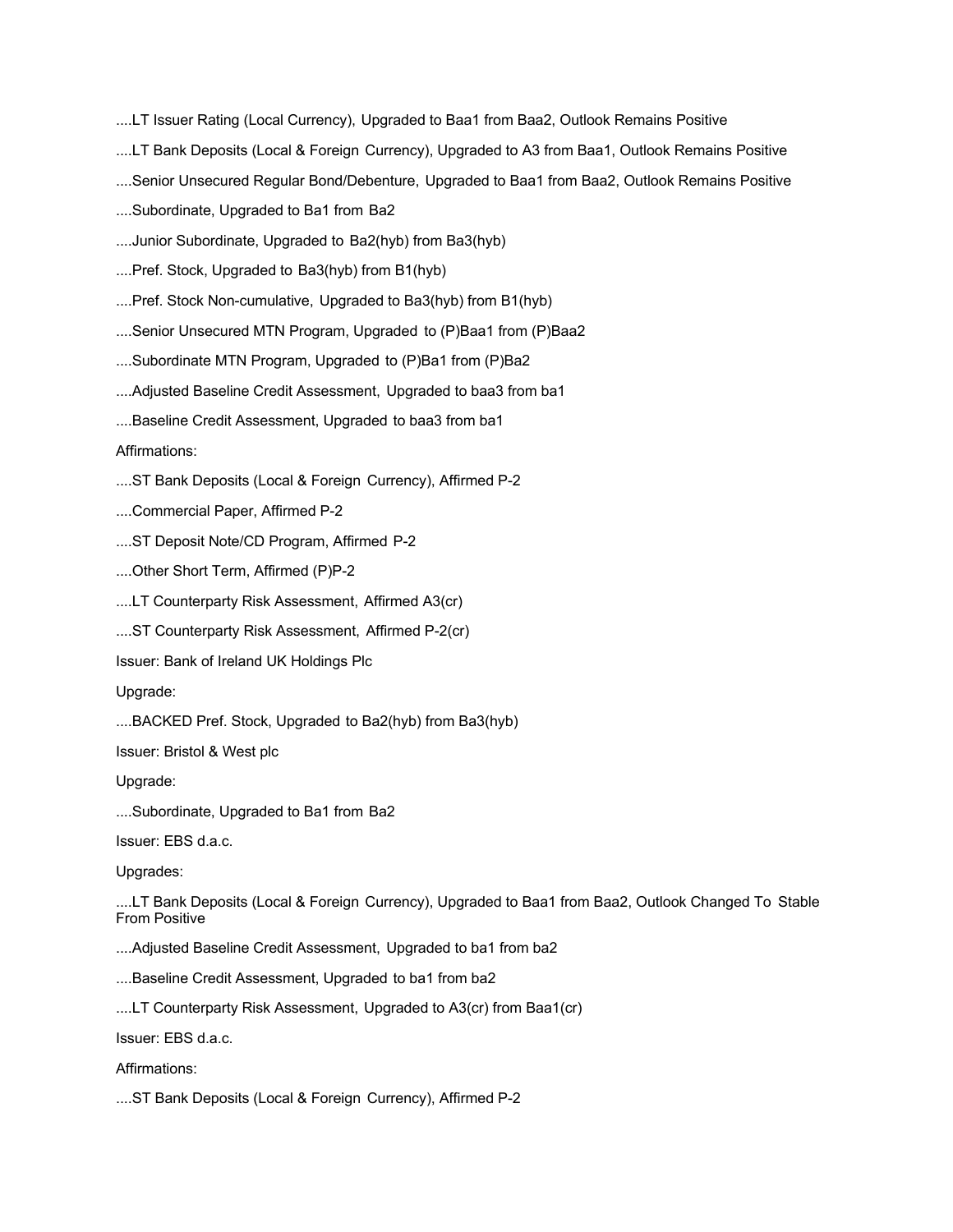....LT Issuer Rating (Local Currency), Upgraded to Baa1 from Baa2, Outlook Remains Positive

....LT Bank Deposits (Local & Foreign Currency), Upgraded to A3 from Baa1, Outlook Remains Positive

....Senior Unsecured Regular Bond/Debenture, Upgraded to Baa1 from Baa2, Outlook Remains Positive

....Subordinate, Upgraded to Ba1 from Ba2

....Junior Subordinate, Upgraded to Ba2(hyb) from Ba3(hyb)

....Pref. Stock, Upgraded to Ba3(hyb) from B1(hyb)

....Pref. Stock Non-cumulative, Upgraded to Ba3(hyb) from B1(hyb)

....Senior Unsecured MTN Program, Upgraded to (P)Baa1 from (P)Baa2

....Subordinate MTN Program, Upgraded to (P)Ba1 from (P)Ba2

....Adjusted Baseline Credit Assessment, Upgraded to baa3 from ba1

....Baseline Credit Assessment, Upgraded to baa3 from ba1

Affirmations:

....ST Bank Deposits (Local & Foreign Currency), Affirmed P-2

....Commercial Paper, Affirmed P-2

....ST Deposit Note/CD Program, Affirmed P-2

....Other Short Term, Affirmed (P)P-2

....LT Counterparty Risk Assessment, Affirmed A3(cr)

....ST Counterparty Risk Assessment, Affirmed P-2(cr)

Issuer: Bank of Ireland UK Holdings Plc

Upgrade:

....BACKED Pref. Stock, Upgraded to Ba2(hyb) from Ba3(hyb)

Issuer: Bristol & West plc

Upgrade:

....Subordinate, Upgraded to Ba1 from Ba2

Issuer: EBS d.a.c.

Upgrades:

....LT Bank Deposits (Local & Foreign Currency), Upgraded to Baa1 from Baa2, Outlook Changed To Stable From Positive

....Adjusted Baseline Credit Assessment, Upgraded to ba1 from ba2

....Baseline Credit Assessment, Upgraded to ba1 from ba2

....LT Counterparty Risk Assessment, Upgraded to A3(cr) from Baa1(cr)

Issuer: EBS d.a.c.

Affirmations:

....ST Bank Deposits (Local & Foreign Currency), Affirmed P-2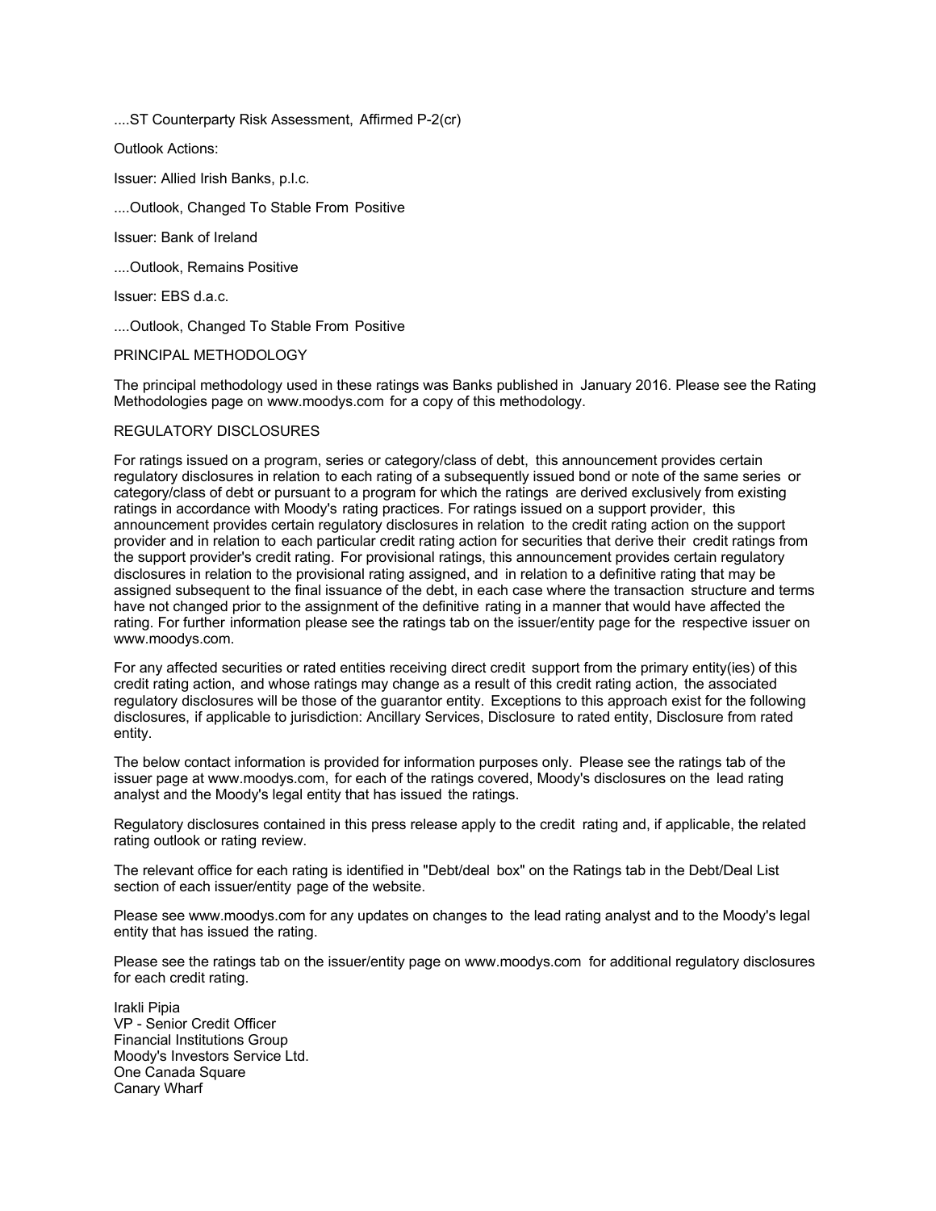....ST Counterparty Risk Assessment, Affirmed P-2(cr)

Outlook Actions:

Issuer: Allied Irish Banks, p.l.c.

....Outlook, Changed To Stable From Positive

Issuer: Bank of Ireland

....Outlook, Remains Positive

Issuer: EBS d.a.c.

....Outlook, Changed To Stable From Positive

PRINCIPAL METHODOLOGY

The principal methodology used in these ratings was Banks published in January 2016. Please see the Rating Methodologies page on www.moodys.com for a copy of this methodology.

REGULATORY DISCLOSURES

For ratings issued on a program, series or category/class of debt, this announcement provides certain regulatory disclosures in relation to each rating of a subsequently issued bond or note of the same series or category/class of debt or pursuant to a program for which the ratings are derived exclusively from existing ratings in accordance with Moody's rating practices. For ratings issued on a support provider, this announcement provides certain regulatory disclosures in relation to the credit rating action on the support provider and in relation to each particular credit rating action for securities that derive their credit ratings from the support provider's credit rating. For provisional ratings, this announcement provides certain regulatory disclosures in relation to the provisional rating assigned, and in relation to a definitive rating that may be assigned subsequent to the final issuance of the debt, in each case where the transaction structure and terms have not changed prior to the assignment of the definitive rating in a manner that would have affected the rating. For further information please see the ratings tab on the issuer/entity page for the respective issuer on www.moodys.com.

For any affected securities or rated entities receiving direct credit support from the primary entity(ies) of this credit rating action, and whose ratings may change as a result of this credit rating action, the associated regulatory disclosures will be those of the guarantor entity. Exceptions to this approach exist for the following disclosures, if applicable to jurisdiction: Ancillary Services, Disclosure to rated entity, Disclosure from rated entity.

The below contact information is provided for information purposes only. Please see the ratings tab of the issuer page at www.moodys.com, for each of the ratings covered, Moody's disclosures on the lead rating analyst and the Moody's legal entity that has issued the ratings.

Regulatory disclosures contained in this press release apply to the credit rating and, if applicable, the related rating outlook or rating review.

The relevant office for each rating is identified in "Debt/deal box" on the Ratings tab in the Debt/Deal List section of each issuer/entity page of the website.

Please see www.moodys.com for any updates on changes to the lead rating analyst and to the Moody's legal entity that has issued the rating.

Please see the ratings tab on the issuer/entity page on www.moodys.com for additional regulatory disclosures for each credit rating.

Irakli Pipia
VP - Senior Credit Officer
Financial Institutions Group
Moody's Investors Service Ltd.
One Canada Square
Canary Wharf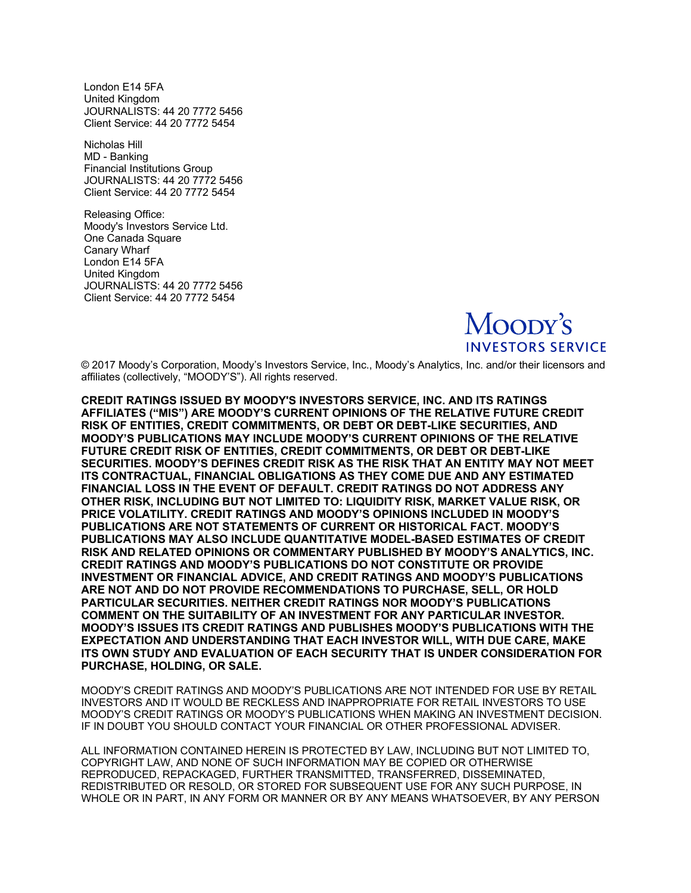London E14 5FA
United Kingdom
JOURNALISTS: 44 20 7772 5456
Client Service: 44 20 7772 5454

Nicholas Hill
MD - Banking
Financial Institutions Group
JOURNALISTS: 44 20 7772 5456
Client Service: 44 20 7772 5454

Releasing Office:
Moody's Investors Service Ltd.
One Canada Square
Canary Wharf
London E14 5FA
United Kingdom
JOURNALISTS: 44 20 7772 5456
Client Service: 44 20 7772 5454

MOODY'S INVESTORS SERVICE

© 2017 Moody's Corporation, Moody's Investors Service, Inc., Moody's Analytics, Inc. and/or their licensors and affiliates (collectively, "MOODY'S"). All rights reserved.

**CREDIT RATINGS ISSUED BY MOODY'S INVESTORS SERVICE, INC. AND ITS RATINGS AFFILIATES ("MIS") ARE MOODY'S CURRENT OPINIONS OF THE RELATIVE FUTURE CREDIT RISK OF ENTITIES, CREDIT COMMITMENTS, OR DEBT OR DEBT-LIKE SECURITIES, AND MOODY'S PUBLICATIONS MAY INCLUDE MOODY'S CURRENT OPINIONS OF THE RELATIVE FUTURE CREDIT RISK OF ENTITIES, CREDIT COMMITMENTS, OR DEBT OR DEBT-LIKE SECURITIES. MOODY'S DEFINES CREDIT RISK AS THE RISK THAT AN ENTITY MAY NOT MEET ITS CONTRACTUAL, FINANCIAL OBLIGATIONS AS THEY COME DUE AND ANY ESTIMATED FINANCIAL LOSS IN THE EVENT OF DEFAULT. CREDIT RATINGS DO NOT ADDRESS ANY OTHER RISK, INCLUDING BUT NOT LIMITED TO: LIQUIDITY RISK, MARKET VALUE RISK, OR PRICE VOLATILITY. CREDIT RATINGS AND MOODY'S OPINIONS INCLUDED IN MOODY'S PUBLICATIONS ARE NOT STATEMENTS OF CURRENT OR HISTORICAL FACT. MOODY'S PUBLICATIONS MAY ALSO INCLUDE QUANTITATIVE MODEL-BASED ESTIMATES OF CREDIT RISK AND RELATED OPINIONS OR COMMENTARY PUBLISHED BY MOODY'S ANALYTICS, INC. CREDIT RATINGS AND MOODY'S PUBLICATIONS DO NOT CONSTITUTE OR PROVIDE INVESTMENT OR FINANCIAL ADVICE, AND CREDIT RATINGS AND MOODY'S PUBLICATIONS ARE NOT AND DO NOT PROVIDE RECOMMENDATIONS TO PURCHASE, SELL, OR HOLD PARTICULAR SECURITIES. NEITHER CREDIT RATINGS NOR MOODY'S PUBLICATIONS COMMENT ON THE SUITABILITY OF AN INVESTMENT FOR ANY PARTICULAR INVESTOR. MOODY'S ISSUES ITS CREDIT RATINGS AND PUBLISHES MOODY'S PUBLICATIONS WITH THE EXPECTATION AND UNDERSTANDING THAT EACH INVESTOR WILL, WITH DUE CARE, MAKE ITS OWN STUDY AND EVALUATION OF EACH SECURITY THAT IS UNDER CONSIDERATION FOR PURCHASE, HOLDING, OR SALE.**

MOODY'S CREDIT RATINGS AND MOODY'S PUBLICATIONS ARE NOT INTENDED FOR USE BY RETAIL INVESTORS AND IT WOULD BE RECKLESS AND INAPPROPRIATE FOR RETAIL INVESTORS TO USE MOODY'S CREDIT RATINGS OR MOODY'S PUBLICATIONS WHEN MAKING AN INVESTMENT DECISION. IF IN DOUBT YOU SHOULD CONTACT YOUR FINANCIAL OR OTHER PROFESSIONAL ADVISER.

ALL INFORMATION CONTAINED HEREIN IS PROTECTED BY LAW, INCLUDING BUT NOT LIMITED TO, COPYRIGHT LAW, AND NONE OF SUCH INFORMATION MAY BE COPIED OR OTHERWISE REPRODUCED, REPACKAGED, FURTHER TRANSMITTED, TRANSFERRED, DISSEMINATED, REDISTRIBUTED OR RESOLD, OR STORED FOR SUBSEQUENT USE FOR ANY SUCH PURPOSE, IN WHOLE OR IN PART, IN ANY FORM OR MANNER OR BY ANY MEANS WHATSOEVER, BY ANY PERSON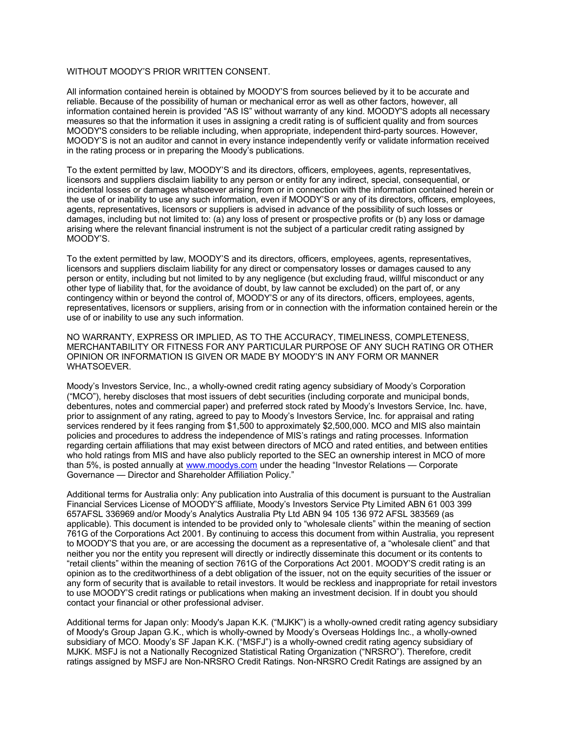WITHOUT MOODY'S PRIOR WRITTEN CONSENT.

All information contained herein is obtained by MOODY'S from sources believed by it to be accurate and reliable. Because of the possibility of human or mechanical error as well as other factors, however, all information contained herein is provided "AS IS" without warranty of any kind. MOODY'S adopts all necessary measures so that the information it uses in assigning a credit rating is of sufficient quality and from sources MOODY'S considers to be reliable including, when appropriate, independent third-party sources. However, MOODY'S is not an auditor and cannot in every instance independently verify or validate information received in the rating process or in preparing the Moody's publications.

To the extent permitted by law, MOODY'S and its directors, officers, employees, agents, representatives, licensors and suppliers disclaim liability to any person or entity for any indirect, special, consequential, or incidental losses or damages whatsoever arising from or in connection with the information contained herein or the use of or inability to use any such information, even if MOODY'S or any of its directors, officers, employees, agents, representatives, licensors or suppliers is advised in advance of the possibility of such losses or damages, including but not limited to: (a) any loss of present or prospective profits or (b) any loss or damage arising where the relevant financial instrument is not the subject of a particular credit rating assigned by MOODY'S.

To the extent permitted by law, MOODY'S and its directors, officers, employees, agents, representatives, licensors and suppliers disclaim liability for any direct or compensatory losses or damages caused to any person or entity, including but not limited to by any negligence (but excluding fraud, willful misconduct or any other type of liability that, for the avoidance of doubt, by law cannot be excluded) on the part of, or any contingency within or beyond the control of, MOODY'S or any of its directors, officers, employees, agents, representatives, licensors or suppliers, arising from or in connection with the information contained herein or the use of or inability to use any such information.

NO WARRANTY, EXPRESS OR IMPLIED, AS TO THE ACCURACY, TIMELINESS, COMPLETENESS, MERCHANTABILITY OR FITNESS FOR ANY PARTICULAR PURPOSE OF ANY SUCH RATING OR OTHER OPINION OR INFORMATION IS GIVEN OR MADE BY MOODY'S IN ANY FORM OR MANNER WHATSOEVER.

Moody's Investors Service, Inc., a wholly-owned credit rating agency subsidiary of Moody's Corporation ("MCO"), hereby discloses that most issuers of debt securities (including corporate and municipal bonds, debentures, notes and commercial paper) and preferred stock rated by Moody's Investors Service, Inc. have, prior to assignment of any rating, agreed to pay to Moody's Investors Service, Inc. for appraisal and rating services rendered by it fees ranging from $1,500 to approximately $2,500,000. MCO and MIS also maintain policies and procedures to address the independence of MIS's ratings and rating processes. Information regarding certain affiliations that may exist between directors of MCO and rated entities, and between entities who hold ratings from MIS and have also publicly reported to the SEC an ownership interest in MCO of more than 5%, is posted annually at [www.moodys.com](http://www.moodys.com) under the heading "Investor Relations — Corporate Governance — Director and Shareholder Affiliation Policy."

Additional terms for Australia only: Any publication into Australia of this document is pursuant to the Australian Financial Services License of MOODY'S affiliate, Moody's Investors Service Pty Limited ABN 61 003 399 657AFSL 336969 and/or Moody's Analytics Australia Pty Ltd ABN 94 105 136 972 AFSL 383569 (as applicable). This document is intended to be provided only to "wholesale clients" within the meaning of section 761G of the Corporations Act 2001. By continuing to access this document from within Australia, you represent to MOODY'S that you are, or are accessing the document as a representative of, a "wholesale client" and that neither you nor the entity you represent will directly or indirectly disseminate this document or its contents to "retail clients" within the meaning of section 761G of the Corporations Act 2001. MOODY'S credit rating is an opinion as to the creditworthiness of a debt obligation of the issuer, not on the equity securities of the issuer or any form of security that is available to retail investors. It would be reckless and inappropriate for retail investors to use MOODY'S credit ratings or publications when making an investment decision. If in doubt you should contact your financial or other professional adviser.

Additional terms for Japan only: Moody's Japan K.K. ("MJKK") is a wholly-owned credit rating agency subsidiary of Moody's Group Japan G.K., which is wholly-owned by Moody's Overseas Holdings Inc., a wholly-owned subsidiary of MCO. Moody's SF Japan K.K. ("MSFJ") is a wholly-owned credit rating agency subsidiary of MJKK. MSFJ is not a Nationally Recognized Statistical Rating Organization ("NRSRO"). Therefore, credit ratings assigned by MSFJ are Non-NRSRO Credit Ratings. Non-NRSRO Credit Ratings are assigned by an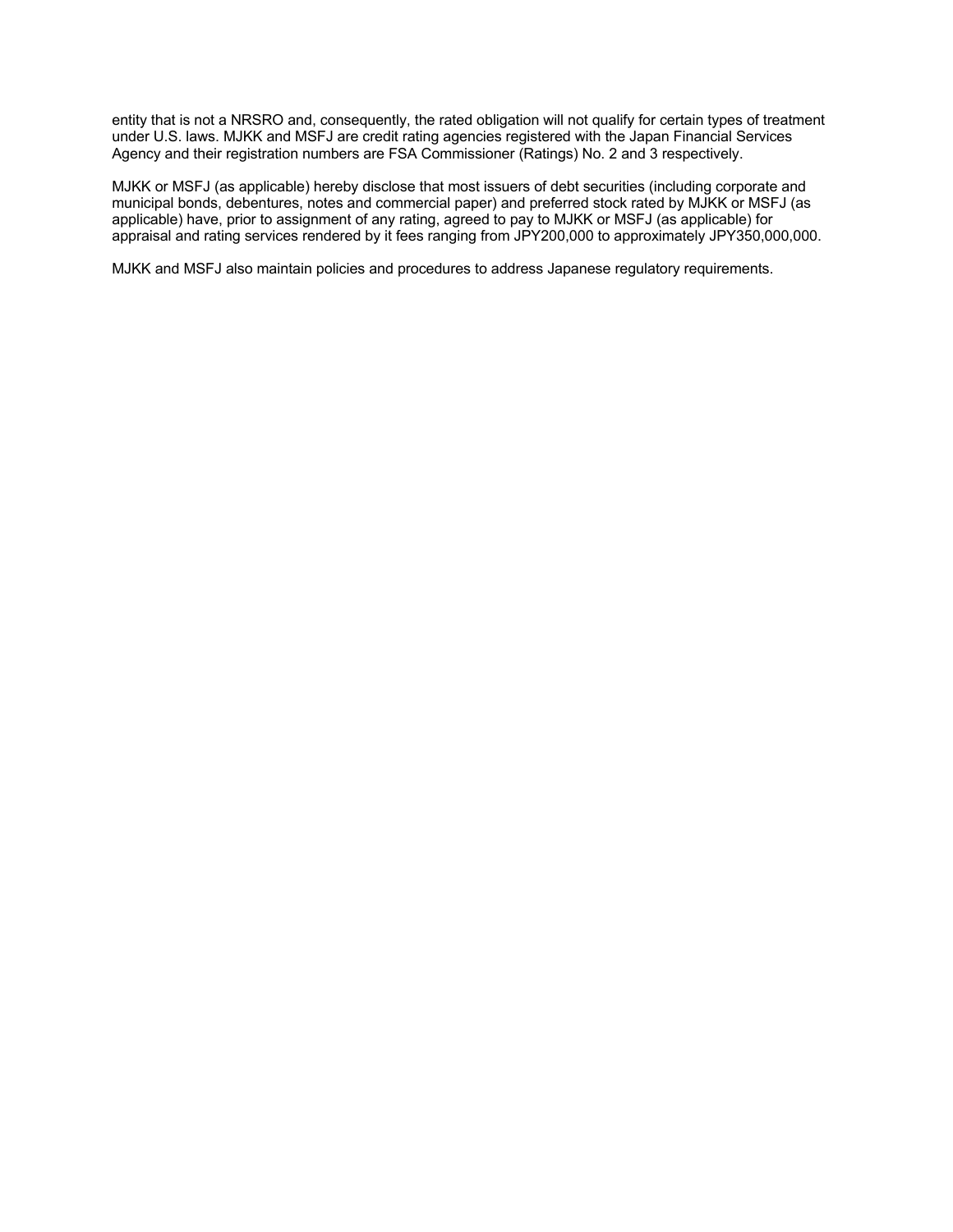entity that is not a NRSRO and, consequently, the rated obligation will not qualify for certain types of treatment under U.S. laws. MJKK and MSFJ are credit rating agencies registered with the Japan Financial Services Agency and their registration numbers are FSA Commissioner (Ratings) No. 2 and 3 respectively.

MJKK or MSFJ (as applicable) hereby disclose that most issuers of debt securities (including corporate and municipal bonds, debentures, notes and commercial paper) and preferred stock rated by MJKK or MSFJ (as applicable) have, prior to assignment of any rating, agreed to pay to MJKK or MSFJ (as applicable) for appraisal and rating services rendered by it fees ranging from JPY200,000 to approximately JPY350,000,000.

MJKK and MSFJ also maintain policies and procedures to address Japanese regulatory requirements.